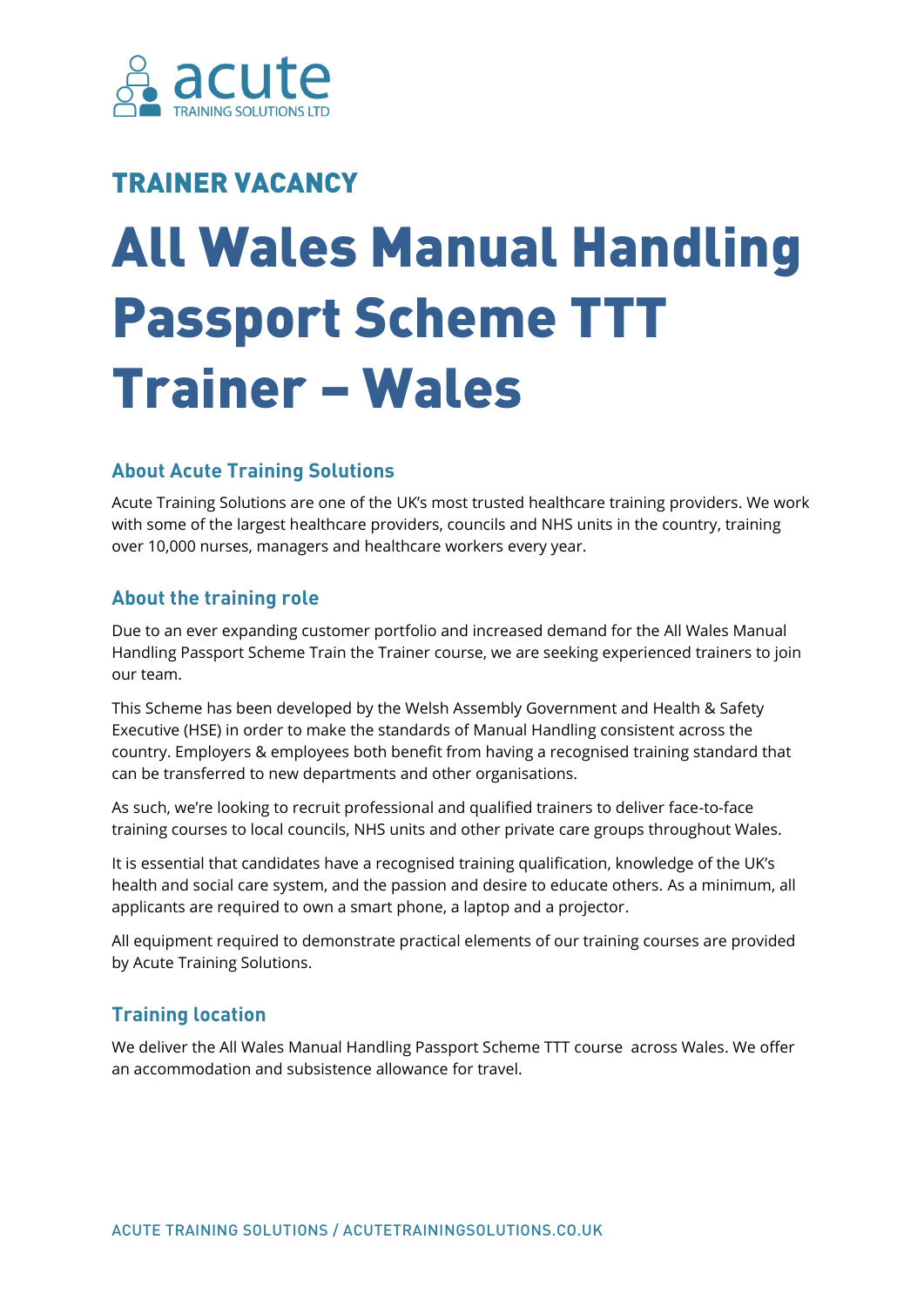acute
TRAINING SOLUTIONS LTD

## TRAINER VACANCY

# All Wales Manual Handling Passport Scheme TTT Trainer – Wales

### About Acute Training Solutions

Acute Training Solutions are one of the UK's most trusted healthcare training providers. We work with some of the largest healthcare providers, councils and NHS units in the country, training over 10,000 nurses, managers and healthcare workers every year.

### About the training role

Due to an ever expanding customer portfolio and increased demand for the All Wales Manual Handling Passport Scheme Train the Trainer course, we are seeking experienced trainers to join our team.

This Scheme has been developed by the Welsh Assembly Government and Health & Safety Executive (HSE) in order to make the standards of Manual Handling consistent across the country. Employers & employees both benefit from having a recognised training standard that can be transferred to new departments and other organisations.

As such, we're looking to recruit professional and qualified trainers to deliver face-to-face training courses to local councils, NHS units and other private care groups throughout Wales.

It is essential that candidates have a recognised training qualification, knowledge of the UK's health and social care system, and the passion and desire to educate others. As a minimum, all applicants are required to own a smart phone, a laptop and a projector.

All equipment required to demonstrate practical elements of our training courses are provided by Acute Training Solutions.

### Training location

We deliver the All Wales Manual Handling Passport Scheme TTT course across Wales. We offer an accommodation and subsistence allowance for travel.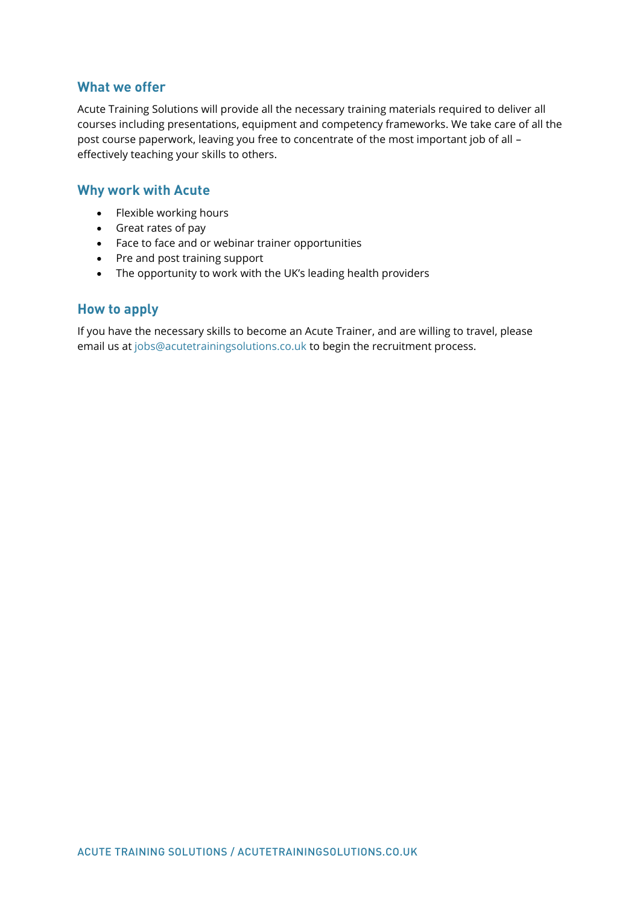## What we offer

Acute Training Solutions will provide all the necessary training materials required to deliver all courses including presentations, equipment and competency frameworks. We take care of all the post course paperwork, leaving you free to concentrate of the most important job of all – effectively teaching your skills to others.

## Why work with Acute

- Flexible working hours
- Great rates of pay
- Face to face and or webinar trainer opportunities
- Pre and post training support
- The opportunity to work with the UK's leading health providers

## How to apply

If you have the necessary skills to become an Acute Trainer, and are willing to travel, please email us at jobs@acutetrainingsolutions.co.uk to begin the recruitment process.